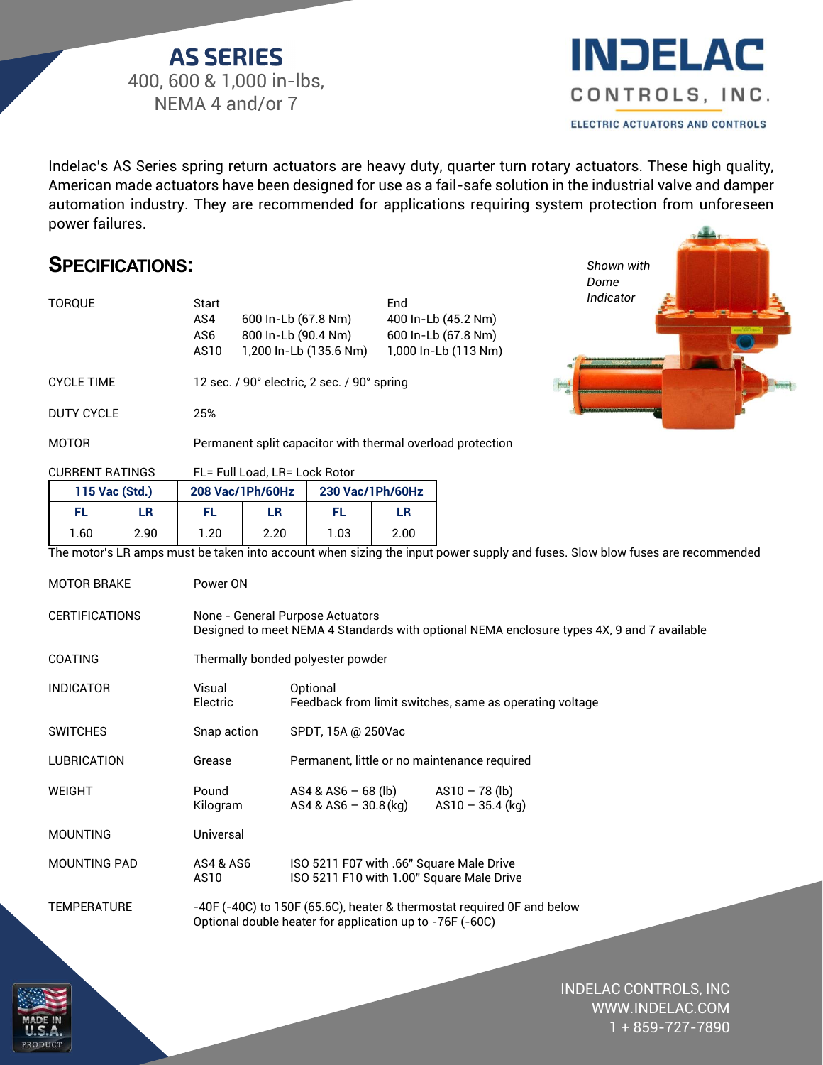# AS SERIES

400, 600 & 1,000 in-lbs,
NEMA 4 and/or 7

INDELAC CONTROLS, INC.
ELECTRIC ACTUATORS AND CONTROLS

Indelac's AS Series spring return actuators are heavy duty, quarter turn rotary actuators. These high quality, American made actuators have been designed for use as a fail-safe solution in the industrial valve and damper automation industry. They are recommended for applications requiring system protection from unforeseen power failures.

## SPECIFICATIONS:

*Shown with Dome Indicator*

**TORQUE**

| | Start | End |
|---|---|---|
| AS4 | 600 In-Lb (67.8 Nm) | 400 In-Lb (45.2 Nm) |
| AS6 | 800 In-Lb (90.4 Nm) | 600 In-Lb (67.8 Nm) |
| AS10 | 1,200 In-Lb (135.6 Nm) | 1,000 In-Lb (113 Nm) |

**CYCLE TIME** 12 sec. / 90° electric, 2 sec. / 90° spring

**DUTY CYCLE** 25%

**MOTOR** Permanent split capacitor with thermal overload protection

**CURRENT RATINGS** FL= Full Load, LR= Lock Rotor

| 115 Vac (Std.) | | 208 Vac/1Ph/60Hz | | 230 Vac/1Ph/60Hz | |
|---|---|---|---|---|---|
| FL | LR | FL | LR | FL | LR |
| 1.60 | 2.90 | 1.20 | 2.20 | 1.03 | 2.00 |

The motor's LR amps must be taken into account when sizing the input power supply and fuses. Slow blow fuses are recommended

**MOTOR BRAKE** Power ON

**CERTIFICATIONS** None - General Purpose Actuators
Designed to meet NEMA 4 Standards with optional NEMA enclosure types 4X, 9 and 7 available

**COATING** Thermally bonded polyester powder

**INDICATOR**
- Visual: Optional
- Electric: Feedback from limit switches, same as operating voltage

**SWITCHES** Snap action: SPDT, 15A @ 250Vac

**LUBRICATION** Grease: Permanent, little or no maintenance required

**WEIGHT**
- Pound: AS4 & AS6 – 68 (lb); AS10 – 78 (lb)
- Kilogram: AS4 & AS6 – 30.8 (kg); AS10 – 35.4 (kg)

**MOUNTING** Universal

**MOUNTING PAD**
- AS4 & AS6: ISO 5211 F07 with .66" Square Male Drive
- AS10: ISO 5211 F10 with 1.00" Square Male Drive

**TEMPERATURE** -40F (-40C) to 150F (65.6C), heater & thermostat required 0F and below
Optional double heater for application up to -76F (-60C)

MADE IN U.S.A. PRODUCT

INDELAC CONTROLS, INC
WWW.INDELAC.COM
1 + 859-727-7890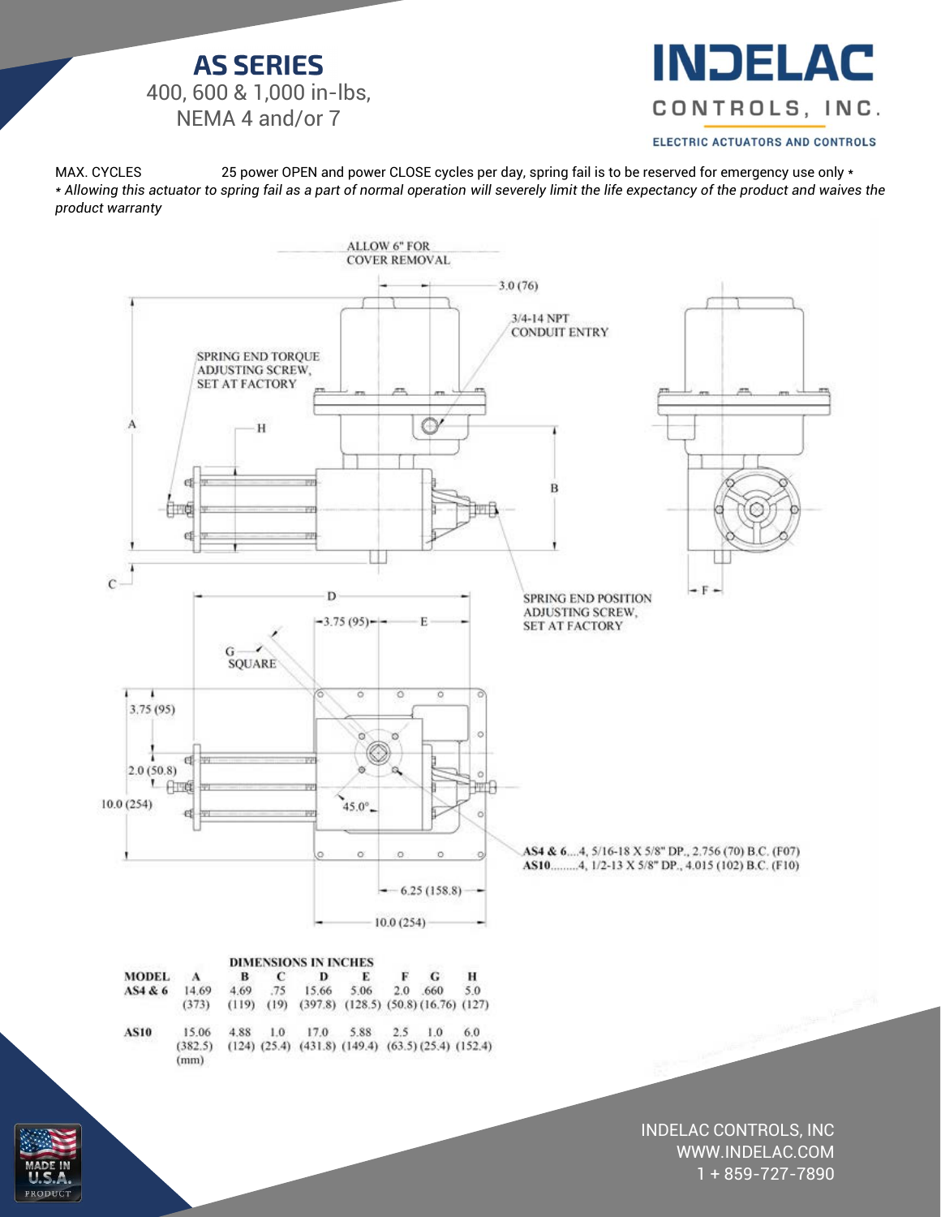## AS SERIES

400, 600 & 1,000 in-lbs, NEMA 4 and/or 7

**INDELAC**
CONTROLS, INC.
ELECTRIC ACTUATORS AND CONTROLS

MAX. CYCLES 25 power OPEN and power CLOSE cycles per day, spring fail is to be reserved for emergency use only *

*\* Allowing this actuator to spring fail as a part of normal operation will severely limit the life expectancy of the product and waives the product warranty*

ALLOW 6" FOR COVER REMOVAL

3.0 (76)

3/4-14 NPT CONDUIT ENTRY

SPRING END TORQUE ADJUSTING SCREW, SET AT FACTORY

A

H

B

C

D

3.75 (95)

E

F

SPRING END POSITION ADJUSTING SCREW, SET AT FACTORY

G SQUARE

3.75 (95)

2.0 (50.8)

10.0 (254)

45.0°

AS4 & 6....4, 5/16-18 X 5/8" DP., 2.756 (70) B.C. (F07)
AS10.........4, 1/2-13 X 5/8" DP., 4.015 (102) B.C. (F10)

6.25 (158.8)

10.0 (254)

**DIMENSIONS IN INCHES**

| MODEL | A | B | C | D | E | F | G | H |
|---|---|---|---|---|---|---|---|---|
| AS4 & 6 | 14.69 (373) | 4.69 (119) | .75 (19) | 15.66 (397.8) | 5.06 (128.5) | 2.0 (50.8) | .660 (16.76) | 5.0 (127) |
| AS10 | 15.06 (382.5) (mm) | 4.88 (124) | 1.0 (25.4) | 17.0 (431.8) | 5.88 (149.4) | 2.5 (63.5) | 1.0 (25.4) | 6.0 (152.4) |

INDELAC CONTROLS, INC
WWW.INDELAC.COM
1 + 859-727-7890